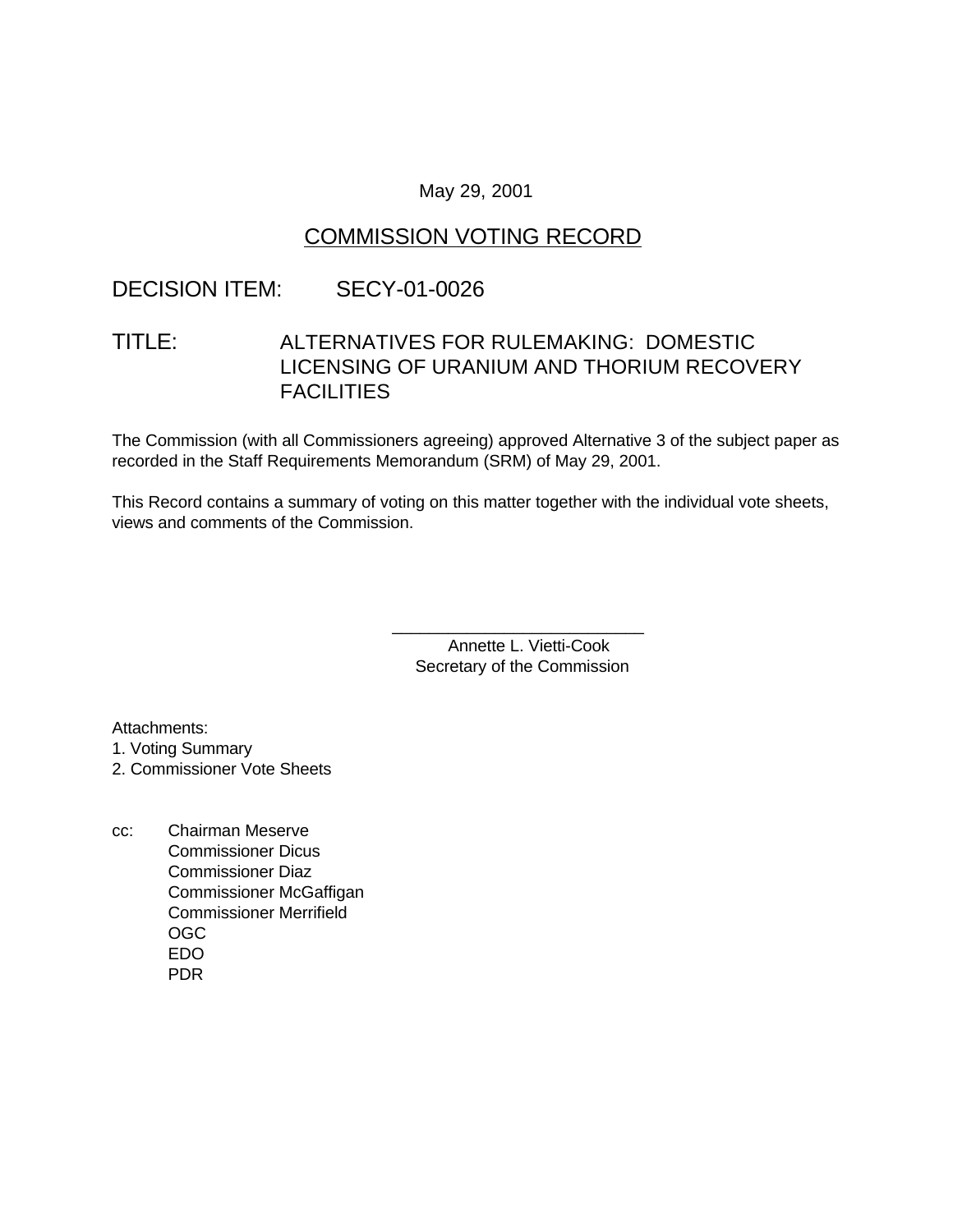May 29, 2001

# COMMISSION VOTING RECORD

DECISION ITEM: SECY-01-0026

TITLE: ALTERNATIVES FOR RULEMAKING: DOMESTIC LICENSING OF URANIUM AND THORIUM RECOVERY FACILITIES

The Commission (with all Commissioners agreeing) approved Alternative 3 of the subject paper as recorded in the Staff Requirements Memorandum (SRM) of May 29, 2001.

This Record contains a summary of voting on this matter together with the individual vote sheets, views and comments of the Commission.

\_\_\_\_\_\_\_\_\_\_\_\_\_\_\_\_\_\_\_\_\_\_\_\_\_\_\_\_
Annette L. Vietti-Cook
Secretary of the Commission

Attachments:
1. Voting Summary
2. Commissioner Vote Sheets

cc: Chairman Meserve
Commissioner Dicus
Commissioner Diaz
Commissioner McGaffigan
Commissioner Merrifield
OGC
EDO
PDR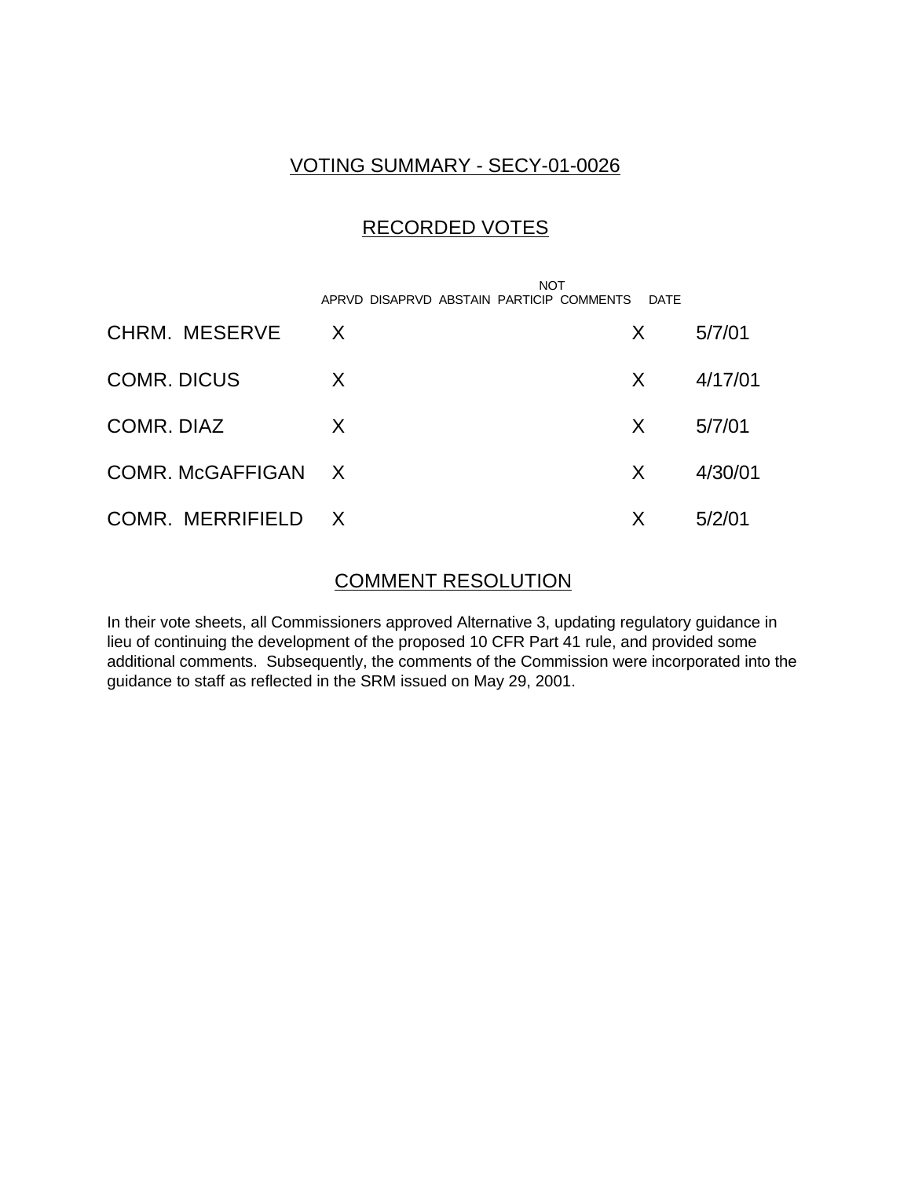## VOTING SUMMARY - SECY-01-0026

## RECORDED VOTES

| | APRVD | DISAPRVD | ABSTAIN | NOT PARTICIP | COMMENTS | DATE |
|---|---|---|---|---|---|---|
| CHRM. MESERVE | X | | | | X | 5/7/01 |
| COMR. DICUS | X | | | | X | 4/17/01 |
| COMR. DIAZ | X | | | | X | 5/7/01 |
| COMR. McGAFFIGAN | X | | | | X | 4/30/01 |
| COMR. MERRIFIELD | X | | | | X | 5/2/01 |

## COMMENT RESOLUTION

In their vote sheets, all Commissioners approved Alternative 3, updating regulatory guidance in lieu of continuing the development of the proposed 10 CFR Part 41 rule, and provided some additional comments. Subsequently, the comments of the Commission were incorporated into the guidance to staff as reflected in the SRM issued on May 29, 2001.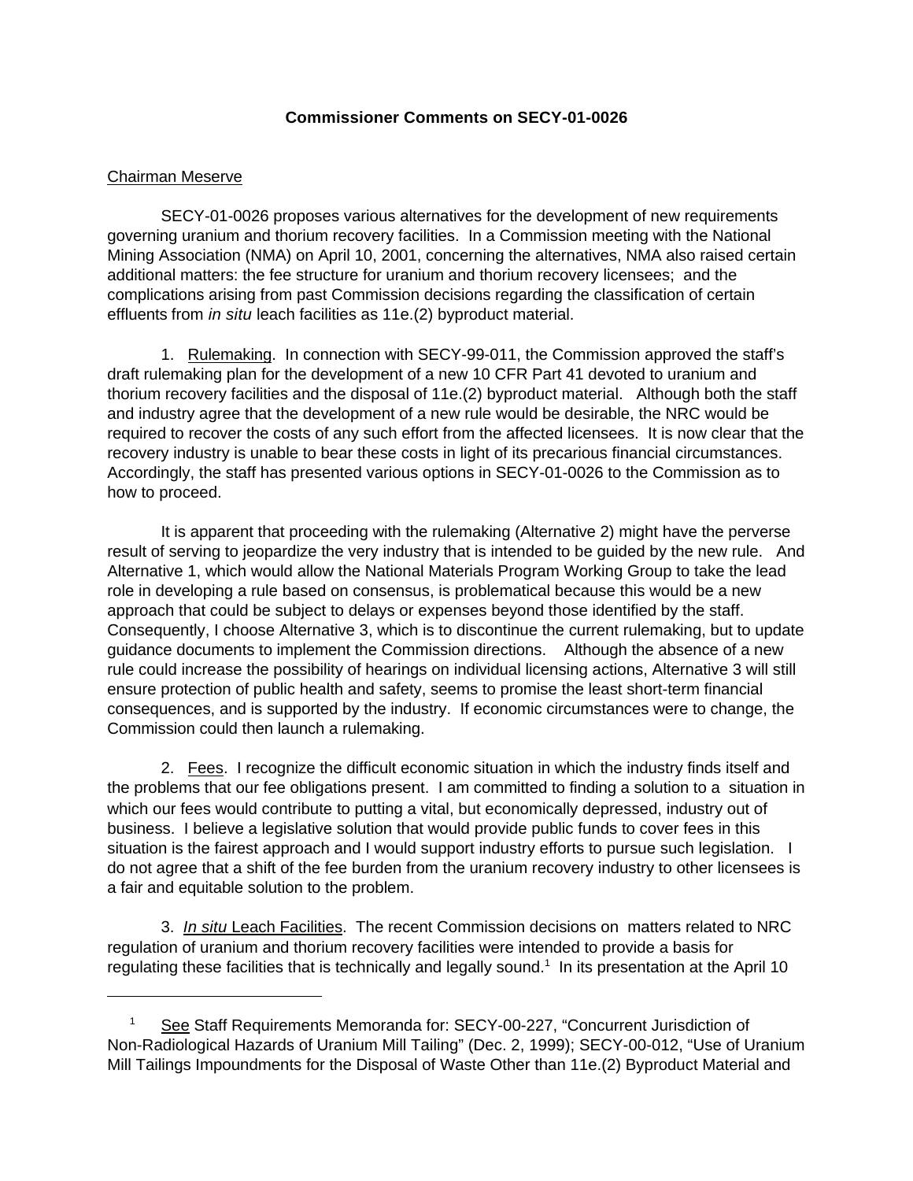**Commissioner Comments on SECY-01-0026**

Chairman Meserve

SECY-01-0026 proposes various alternatives for the development of new requirements governing uranium and thorium recovery facilities. In a Commission meeting with the National Mining Association (NMA) on April 10, 2001, concerning the alternatives, NMA also raised certain additional matters: the fee structure for uranium and thorium recovery licensees; and the complications arising from past Commission decisions regarding the classification of certain effluents from *in situ* leach facilities as 11e.(2) byproduct material.

1. Rulemaking. In connection with SECY-99-011, the Commission approved the staff's draft rulemaking plan for the development of a new 10 CFR Part 41 devoted to uranium and thorium recovery facilities and the disposal of 11e.(2) byproduct material. Although both the staff and industry agree that the development of a new rule would be desirable, the NRC would be required to recover the costs of any such effort from the affected licensees. It is now clear that the recovery industry is unable to bear these costs in light of its precarious financial circumstances. Accordingly, the staff has presented various options in SECY-01-0026 to the Commission as to how to proceed.

It is apparent that proceeding with the rulemaking (Alternative 2) might have the perverse result of serving to jeopardize the very industry that is intended to be guided by the new rule. And Alternative 1, which would allow the National Materials Program Working Group to take the lead role in developing a rule based on consensus, is problematical because this would be a new approach that could be subject to delays or expenses beyond those identified by the staff. Consequently, I choose Alternative 3, which is to discontinue the current rulemaking, but to update guidance documents to implement the Commission directions. Although the absence of a new rule could increase the possibility of hearings on individual licensing actions, Alternative 3 will still ensure protection of public health and safety, seems to promise the least short-term financial consequences, and is supported by the industry. If economic circumstances were to change, the Commission could then launch a rulemaking.

2. Fees. I recognize the difficult economic situation in which the industry finds itself and the problems that our fee obligations present. I am committed to finding a solution to a situation in which our fees would contribute to putting a vital, but economically depressed, industry out of business. I believe a legislative solution that would provide public funds to cover fees in this situation is the fairest approach and I would support industry efforts to pursue such legislation. I do not agree that a shift of the fee burden from the uranium recovery industry to other licensees is a fair and equitable solution to the problem.

3. *In situ* Leach Facilities. The recent Commission decisions on matters related to NRC regulation of uranium and thorium recovery facilities were intended to provide a basis for regulating these facilities that is technically and legally sound.[1] In its presentation at the April 10

---

[1] See Staff Requirements Memoranda for: SECY-00-227, "Concurrent Jurisdiction of Non-Radiological Hazards of Uranium Mill Tailing" (Dec. 2, 1999); SECY-00-012, "Use of Uranium Mill Tailings Impoundments for the Disposal of Waste Other than 11e.(2) Byproduct Material and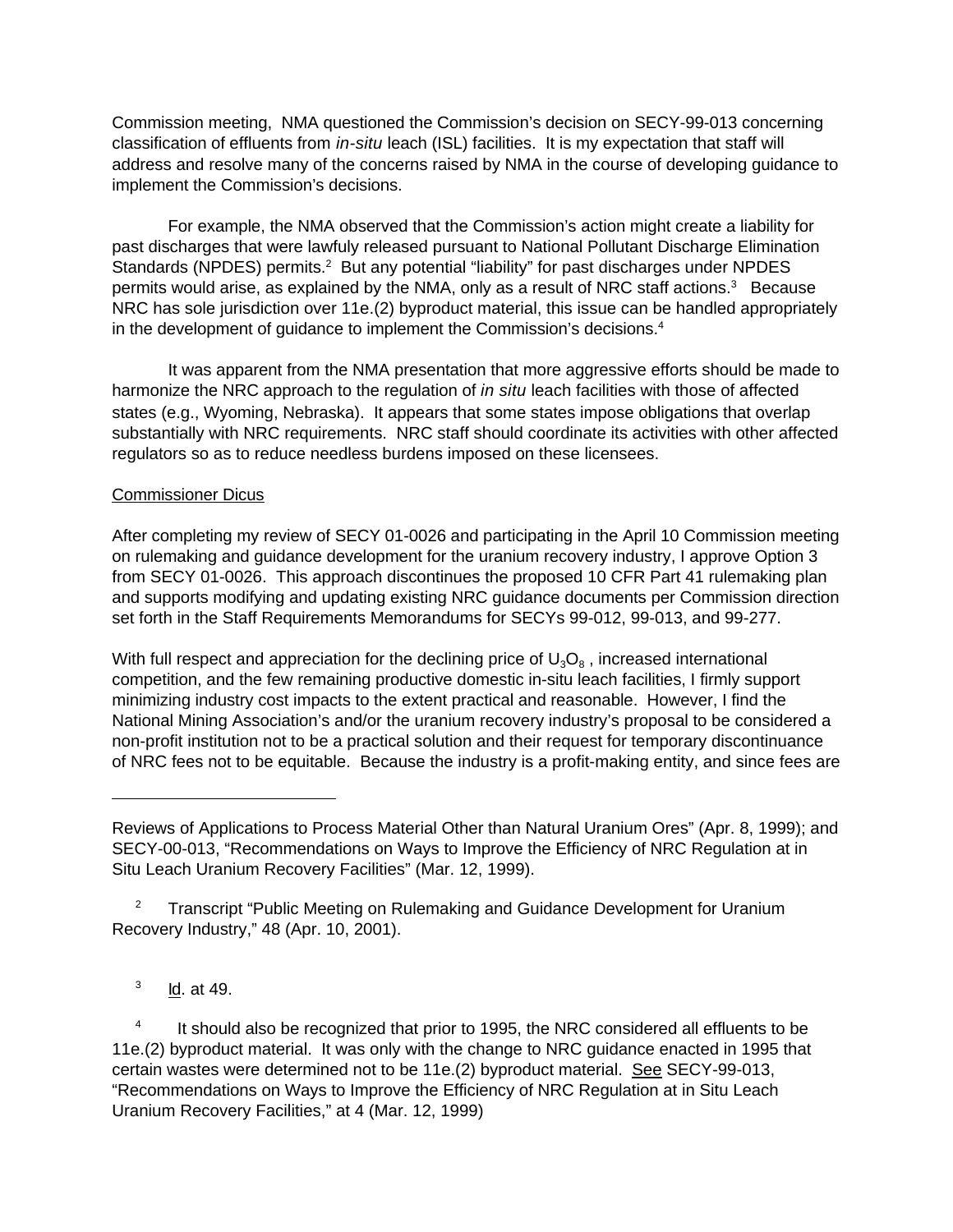Commission meeting, NMA questioned the Commission's decision on SECY-99-013 concerning classification of effluents from *in-situ* leach (ISL) facilities. It is my expectation that staff will address and resolve many of the concerns raised by NMA in the course of developing guidance to implement the Commission's decisions.

For example, the NMA observed that the Commission's action might create a liability for past discharges that were lawfuly released pursuant to National Pollutant Discharge Elimination Standards (NPDES) permits.[2] But any potential "liability" for past discharges under NPDES permits would arise, as explained by the NMA, only as a result of NRC staff actions.[3] Because NRC has sole jurisdiction over 11e.(2) byproduct material, this issue can be handled appropriately in the development of guidance to implement the Commission's decisions.[4]

It was apparent from the NMA presentation that more aggressive efforts should be made to harmonize the NRC approach to the regulation of *in situ* leach facilities with those of affected states (e.g., Wyoming, Nebraska). It appears that some states impose obligations that overlap substantially with NRC requirements. NRC staff should coordinate its activities with other affected regulators so as to reduce needless burdens imposed on these licensees.

Commissioner Dicus

After completing my review of SECY 01-0026 and participating in the April 10 Commission meeting on rulemaking and guidance development for the uranium recovery industry, I approve Option 3 from SECY 01-0026. This approach discontinues the proposed 10 CFR Part 41 rulemaking plan and supports modifying and updating existing NRC guidance documents per Commission direction set forth in the Staff Requirements Memorandums for SECYs 99-012, 99-013, and 99-277.

With full respect and appreciation for the declining price of $U_3O_8$ , increased international competition, and the few remaining productive domestic in-situ leach facilities, I firmly support minimizing industry cost impacts to the extent practical and reasonable. However, I find the National Mining Association's and/or the uranium recovery industry's proposal to be considered a non-profit institution not to be a practical solution and their request for temporary discontinuance of NRC fees not to be equitable. Because the industry is a profit-making entity, and since fees are

---

Reviews of Applications to Process Material Other than Natural Uranium Ores" (Apr. 8, 1999); and SECY-00-013, "Recommendations on Ways to Improve the Efficiency of NRC Regulation at in Situ Leach Uranium Recovery Facilities" (Mar. 12, 1999).

[2] Transcript "Public Meeting on Rulemaking and Guidance Development for Uranium Recovery Industry," 48 (Apr. 10, 2001).

[3] Id. at 49.

[4] It should also be recognized that prior to 1995, the NRC considered all effluents to be 11e.(2) byproduct material. It was only with the change to NRC guidance enacted in 1995 that certain wastes were determined not to be 11e.(2) byproduct material. See SECY-99-013, "Recommendations on Ways to Improve the Efficiency of NRC Regulation at in Situ Leach Uranium Recovery Facilities," at 4 (Mar. 12, 1999)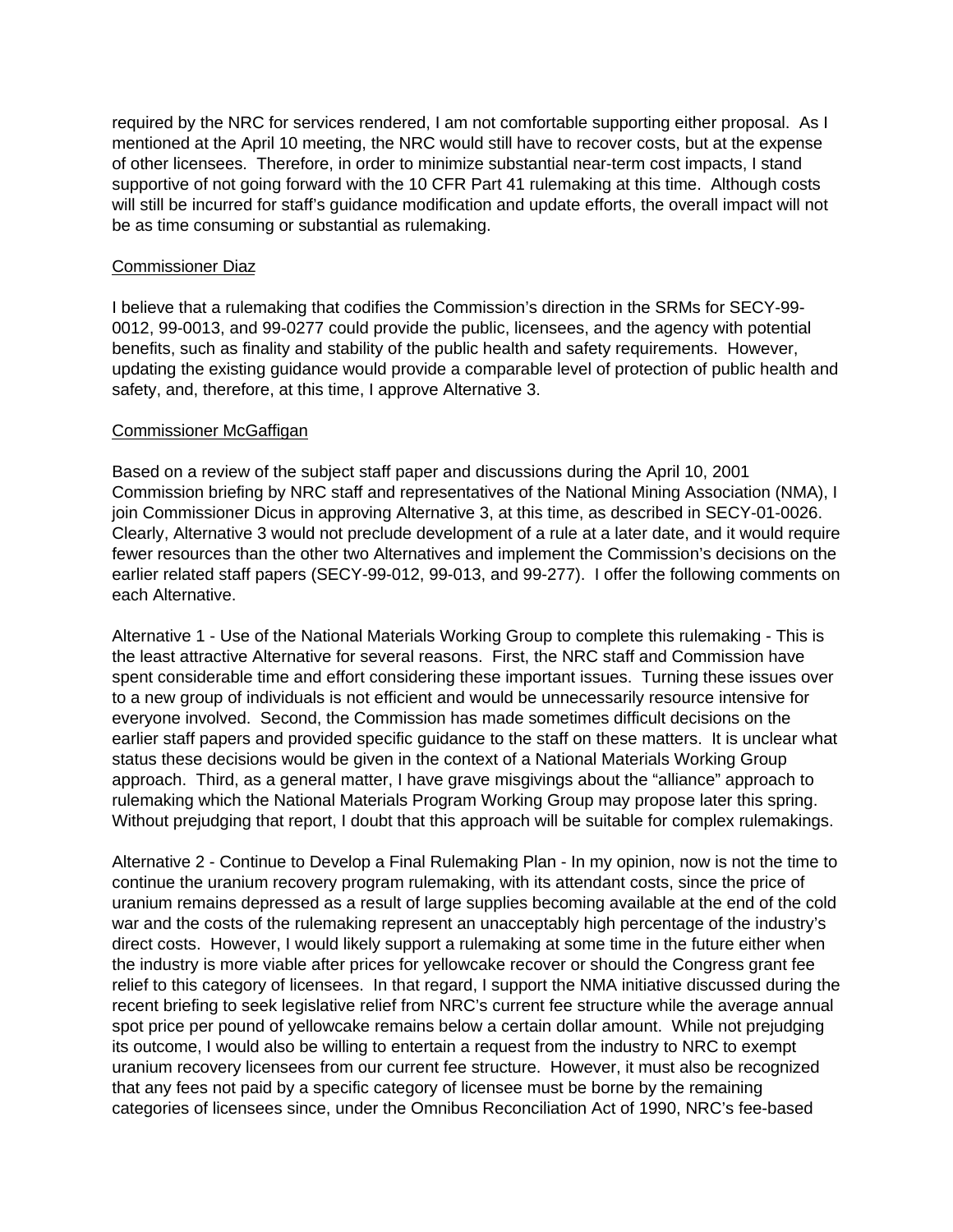required by the NRC for services rendered, I am not comfortable supporting either proposal. As I mentioned at the April 10 meeting, the NRC would still have to recover costs, but at the expense of other licensees. Therefore, in order to minimize substantial near-term cost impacts, I stand supportive of not going forward with the 10 CFR Part 41 rulemaking at this time. Although costs will still be incurred for staff's guidance modification and update efforts, the overall impact will not be as time consuming or substantial as rulemaking.

Commissioner Diaz

I believe that a rulemaking that codifies the Commission's direction in the SRMs for SECY-99-0012, 99-0013, and 99-0277 could provide the public, licensees, and the agency with potential benefits, such as finality and stability of the public health and safety requirements. However, updating the existing guidance would provide a comparable level of protection of public health and safety, and, therefore, at this time, I approve Alternative 3.

Commissioner McGaffigan

Based on a review of the subject staff paper and discussions during the April 10, 2001 Commission briefing by NRC staff and representatives of the National Mining Association (NMA), I join Commissioner Dicus in approving Alternative 3, at this time, as described in SECY-01-0026. Clearly, Alternative 3 would not preclude development of a rule at a later date, and it would require fewer resources than the other two Alternatives and implement the Commission's decisions on the earlier related staff papers (SECY-99-012, 99-013, and 99-277). I offer the following comments on each Alternative.

Alternative 1 - Use of the National Materials Working Group to complete this rulemaking - This is the least attractive Alternative for several reasons. First, the NRC staff and Commission have spent considerable time and effort considering these important issues. Turning these issues over to a new group of individuals is not efficient and would be unnecessarily resource intensive for everyone involved. Second, the Commission has made sometimes difficult decisions on the earlier staff papers and provided specific guidance to the staff on these matters. It is unclear what status these decisions would be given in the context of a National Materials Working Group approach. Third, as a general matter, I have grave misgivings about the "alliance" approach to rulemaking which the National Materials Program Working Group may propose later this spring. Without prejudging that report, I doubt that this approach will be suitable for complex rulemakings.

Alternative 2 - Continue to Develop a Final Rulemaking Plan - In my opinion, now is not the time to continue the uranium recovery program rulemaking, with its attendant costs, since the price of uranium remains depressed as a result of large supplies becoming available at the end of the cold war and the costs of the rulemaking represent an unacceptably high percentage of the industry's direct costs. However, I would likely support a rulemaking at some time in the future either when the industry is more viable after prices for yellowcake recover or should the Congress grant fee relief to this category of licensees. In that regard, I support the NMA initiative discussed during the recent briefing to seek legislative relief from NRC's current fee structure while the average annual spot price per pound of yellowcake remains below a certain dollar amount. While not prejudging its outcome, I would also be willing to entertain a request from the industry to NRC to exempt uranium recovery licensees from our current fee structure. However, it must also be recognized that any fees not paid by a specific category of licensee must be borne by the remaining categories of licensees since, under the Omnibus Reconciliation Act of 1990, NRC's fee-based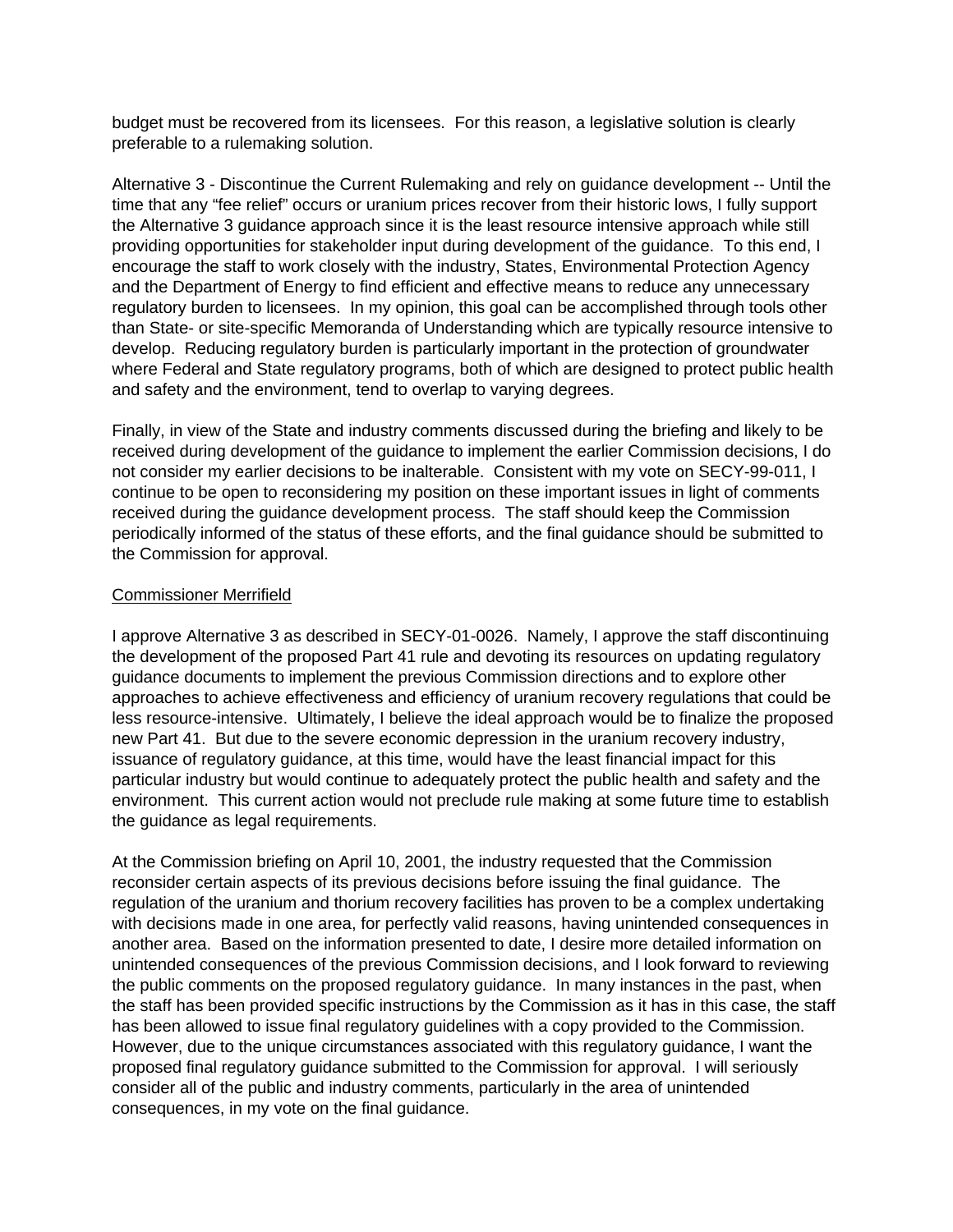budget must be recovered from its licensees. For this reason, a legislative solution is clearly preferable to a rulemaking solution.

Alternative 3 - Discontinue the Current Rulemaking and rely on guidance development -- Until the time that any "fee relief" occurs or uranium prices recover from their historic lows, I fully support the Alternative 3 guidance approach since it is the least resource intensive approach while still providing opportunities for stakeholder input during development of the guidance. To this end, I encourage the staff to work closely with the industry, States, Environmental Protection Agency and the Department of Energy to find efficient and effective means to reduce any unnecessary regulatory burden to licensees. In my opinion, this goal can be accomplished through tools other than State- or site-specific Memoranda of Understanding which are typically resource intensive to develop. Reducing regulatory burden is particularly important in the protection of groundwater where Federal and State regulatory programs, both of which are designed to protect public health and safety and the environment, tend to overlap to varying degrees.

Finally, in view of the State and industry comments discussed during the briefing and likely to be received during development of the guidance to implement the earlier Commission decisions, I do not consider my earlier decisions to be inalterable. Consistent with my vote on SECY-99-011, I continue to be open to reconsidering my position on these important issues in light of comments received during the guidance development process. The staff should keep the Commission periodically informed of the status of these efforts, and the final guidance should be submitted to the Commission for approval.

Commissioner Merrifield

I approve Alternative 3 as described in SECY-01-0026. Namely, I approve the staff discontinuing the development of the proposed Part 41 rule and devoting its resources on updating regulatory guidance documents to implement the previous Commission directions and to explore other approaches to achieve effectiveness and efficiency of uranium recovery regulations that could be less resource-intensive. Ultimately, I believe the ideal approach would be to finalize the proposed new Part 41. But due to the severe economic depression in the uranium recovery industry, issuance of regulatory guidance, at this time, would have the least financial impact for this particular industry but would continue to adequately protect the public health and safety and the environment. This current action would not preclude rule making at some future time to establish the guidance as legal requirements.

At the Commission briefing on April 10, 2001, the industry requested that the Commission reconsider certain aspects of its previous decisions before issuing the final guidance. The regulation of the uranium and thorium recovery facilities has proven to be a complex undertaking with decisions made in one area, for perfectly valid reasons, having unintended consequences in another area. Based on the information presented to date, I desire more detailed information on unintended consequences of the previous Commission decisions, and I look forward to reviewing the public comments on the proposed regulatory guidance. In many instances in the past, when the staff has been provided specific instructions by the Commission as it has in this case, the staff has been allowed to issue final regulatory guidelines with a copy provided to the Commission. However, due to the unique circumstances associated with this regulatory guidance, I want the proposed final regulatory guidance submitted to the Commission for approval. I will seriously consider all of the public and industry comments, particularly in the area of unintended consequences, in my vote on the final guidance.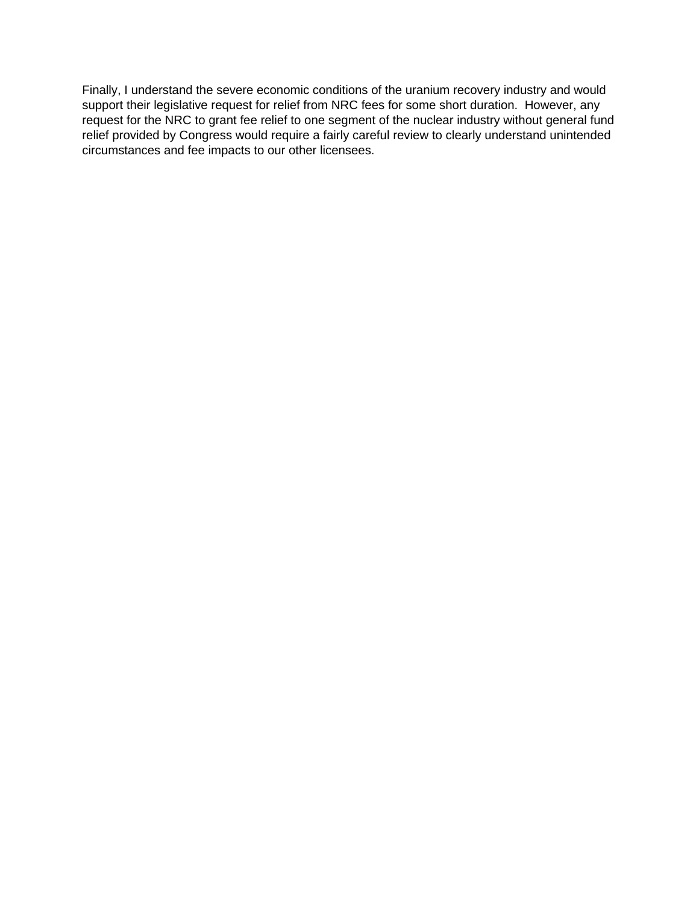Finally, I understand the severe economic conditions of the uranium recovery industry and would support their legislative request for relief from NRC fees for some short duration.  However, any request for the NRC to grant fee relief to one segment of the nuclear industry without general fund relief provided by Congress would require a fairly careful review to clearly understand unintended circumstances and fee impacts to our other licensees.